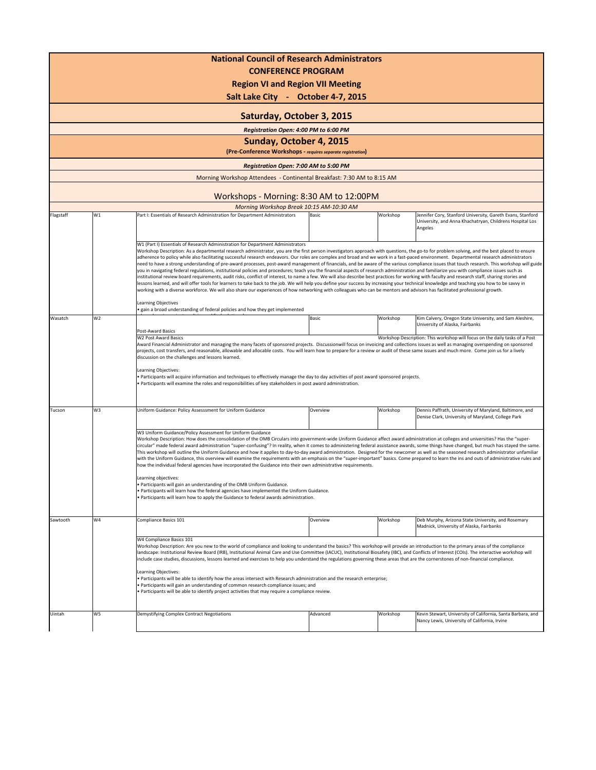# National Council of Research Administrators

## CONFERENCE PROGRAM

## Region VI and Region VII Meeting

## Salt Lake City - October 4-7, 2015

## Saturday, October 3, 2015

*Registration Open: 4:00 PM to 6:00 PM*

## Sunday, October 4, 2015

**(Pre-Conference Workshops - *requires separate registration*)**

*Registration Open: 7:00 AM to 5:00 PM*

Morning Workshop Attendees - Continental Breakfast: 7:30 AM to 8:15 AM

### Workshops - Morning: 8:30 AM to 12:00PM

*Morning Workshop Break 10:15 AM-10:30 AM*

| Room | Session | Title | Level | Type | Presenters |
|---|---|---|---|---|---|
| Flagstaff | W1 | Part I: Essentials of Research Administration for Department Administrators | Basic | Workshop | Jennifer Cory, Stanford University, Gareth Evans, Stanford University, and Anna Khachatryan, Childrens Hospital Los Angeles |

W1 (Part I) Essentials of Research Administration for Department Administrators

Workshop Description: As a departmental research administrator, you are the first person investigators approach with questions, the go-to for problem solving, and the best placed to ensure adherence to policy while also facilitating successful research endeavors. Our roles are complex and broad and we work in a fast-paced environment. Departmental research administrators need to have a strong understanding of pre-award processes, post-award management of financials, and be aware of the various compliance issues that touch research. This workshop will guide you in navigating federal regulations, institutional policies and procedures; teach you the financial aspects of research administration and familiarize you with compliance issues such as institutional review board requirements, audit risks, conflict of interest, to name a few. We will also describe best practices for working with faculty and research staff, sharing stories and lessons learned, and will offer tools for learners to take back to the job. We will help you define your success by increasing your technical knowledge and teaching you how to be savvy in working with a diverse workforce. We will also share our experiences of how networking with colleagues who can be mentors and advisors has facilitated professional growth.

Learning Objectives

- gain a broad understanding of federal policies and how they get implemented

| Room | Session | Title | Level | Type | Presenters |
|---|---|---|---|---|---|
| Wasatch | W2 | Post-Award Basics | Basic | Workshop | Kim Calvery, Oregon State University, and Sam Aleshire, University of Alaska, Fairbanks |

W2 Post Award Basics

Workshop Description: This workshop will focus on the daily tasks of a Post Award Financial Administrator and managing the many facets of sponsored projects. Discussionwill focus on invoicing and collections issues as well as managing overspending on sponsored projects, cost transfers, and reasonable, allowable and allocable costs. You will learn how to prepare for a review or audit of these same issues and much more. Come join us for a lively discussion on the challenges and lessons learned.

Learning Objectives:

- Participants will acquire information and techniques to effectively manage the day to day activities of post award sponsored projects.
- Participants will examine the roles and responsibilities of key stakeholders in post award administration.

| Room | Session | Title | Level | Type | Presenters |
|---|---|---|---|---|---|
| Tucson | W3 | Uniform Guidance: Policy Assessment for Uniform Guidance | Overview | Workshop | Dennis Paffrath, University of Maryland, Baltimore, and Denise Clark, University of Maryland, College Park |

W3 Uniform Guidance/Policy Assessment for Uniform Guidance

Workshop Description: How does the consolidation of the OMB Circulars into government-wide Uniform Guidance affect award administration at colleges and universities? Has the "super-circular" made federal award administration "super-confusing"? In reality, when it comes to administering federal assistance awards, some things have changed, but much has stayed the same. This workshop will outline the Uniform Guidance and how it applies to day-to-day award administration. Designed for the newcomer as well as the seasoned research administrator unfamiliar with the Uniform Guidance, this overview will examine the requirements with an emphasis on the "super-important" basics. Come prepared to learn the ins and outs of administrative rules and how the individual federal agencies have incorporated the Guidance into their own administrative requirements.

Learning objectives:

- Participants will gain an understanding of the OMB Uniform Guidance.
- Participants will learn how the federal agencies have implemented the Uniform Guidance.
- Participants will learn how to apply the Guidance to federal awards administration.

| Room | Session | Title | Level | Type | Presenters |
|---|---|---|---|---|---|
| Sawtooth | W4 | Compliance Basics 101 | Overview | Workshop | Deb Murphy, Arizona State University, and Rosemary Madnick, University of Alaska, Fairbanks |

W4 Compliance Basics 101

Workshop Description: Are you new to the world of compliance and looking to understand the basics? This workshop will provide an introduction to the primary areas of the compliance landscape: Institutional Review Board (IRB), Institutional Animal Care and Use Committee (IACUC), Institutional Biosafety (IBC), and Conflicts of Interest (COIs). The interactive workshop will include case studies, discussions, lessons learned and exercises to help you understand the regulations governing these areas that are the cornerstones of non-financial compliance.

Learning Objectives:

- Participants will be able to identify how the areas intersect with Research administration and the research enterprise;
- Participants will gain an understanding of common research compliance issues; and
- Participants will be able to identify project activities that may require a compliance review.

| Room | Session | Title | Level | Type | Presenters |
|---|---|---|---|---|---|
| Uintah | W5 | Demystifying Complex Contract Negotiations | Advanced | Workshop | Kevin Stewart, University of California, Santa Barbara, and Nancy Lewis, University of California, Irvine |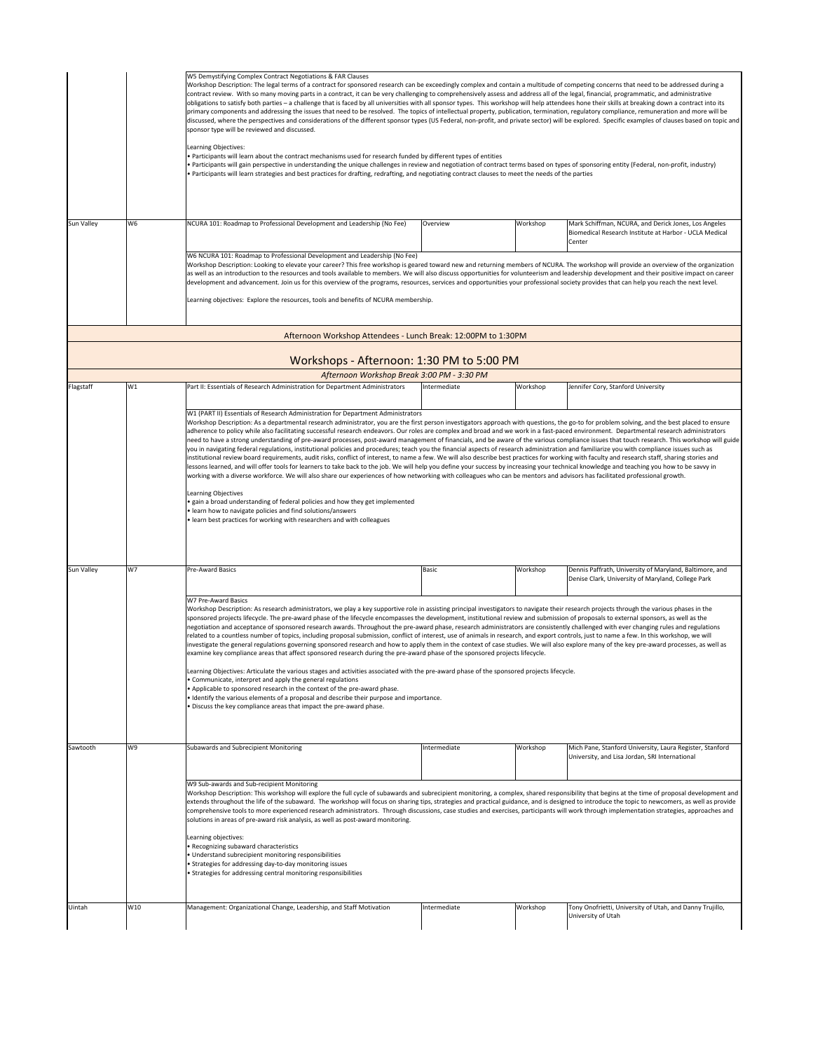| | | | | | |
|---|---|---|---|---|---|
| | | W5 Demystifying Complex Contract Negotiations & FAR Clauses<br>Workshop Description: The legal terms of a contract for sponsored research can be exceedingly complex and contain a multitude of competing concerns that need to be addressed during a contract review. With so many moving parts in a contract, it can be very challenging to comprehensively assess and address all of the legal, financial, programmatic, and administrative obligations to satisfy both parties – a challenge that is faced by all universities with all sponsor types. This workshop will help attendees hone their skills at breaking down a contract into its primary components and addressing the issues that need to be resolved. The topics of intellectual property, publication, termination, regulatory compliance, remuneration and more will be discussed, where the perspectives and considerations of the different sponsor types (US Federal, non-profit, and private sector) will be explored. Specific examples of clauses based on topic and sponsor type will be reviewed and discussed.<br><br>Learning Objectives:<br>• Participants will learn about the contract mechanisms used for research funded by different types of entities<br>• Participants will gain perspective in understanding the unique challenges in review and negotiation of contract terms based on types of sponsoring entity (Federal, non-profit, industry)<br>• Participants will learn strategies and best practices for drafting, redrafting, and negotiating contract clauses to meet the needs of the parties | | | |
| Sun Valley | W6 | NCURA 101: Roadmap to Professional Development and Leadership (No Fee) | Overview | Workshop | Mark Schiffman, NCURA, and Derick Jones, Los Angeles Biomedical Research Institute at Harbor - UCLA Medical Center |
| | | W6 NCURA 101: Roadmap to Professional Development and Leadership (No Fee)<br>Workshop Description: Looking to elevate your career? This free workshop is geared toward new and returning members of NCURA. The workshop will provide an overview of the organization as well as an introduction to the resources and tools available to members. We will also discuss opportunities for volunteerism and leadership development and their positive impact on career development and advancement. Join us for this overview of the programs, resources, services and opportunities your professional society provides that can help you reach the next level.<br><br>Learning objectives: Explore the resources, tools and benefits of NCURA membership. | | | |
| | | Afternoon Workshop Attendees - Lunch Break: 12:00PM to 1:30PM | | | |
| | | **Workshops - Afternoon: 1:30 PM to 5:00 PM** | | | |
| | | *Afternoon Workshop Break 3:00 PM - 3:30 PM* | | | |
| Flagstaff | W1 | Part II: Essentials of Research Administration for Department Administrators | Intermediate | Workshop | Jennifer Cory, Stanford University |
| | | W1 (PART II) Essentials of Research Administration for Department Administrators<br>Workshop Description: As a departmental research administrator, you are the first person investigators approach with questions, the go-to for problem solving, and the best placed to ensure adherence to policy while also facilitating successful research endeavors. Our roles are complex and broad and we work in a fast-paced environment. Departmental research administrators need to have a strong understanding of pre-award processes, post-award management of financials, and be aware of the various compliance issues that touch research. This workshop will guide you in navigating federal regulations, institutional policies and procedures; teach you the financial aspects of research administration and familiarize you with compliance issues such as institutional review board requirements, audit risks, conflict of interest, to name a few. We will also describe best practices for working with faculty and research staff, sharing stories and lessons learned, and will offer tools for learners to take back to the job. We will help you define your success by increasing your technical knowledge and teaching you how to be savvy in working with a diverse workforce. We will also share our experiences of how networking with colleagues who can be mentors and advisors has facilitated professional growth.<br><br>Learning Objectives<br>• gain a broad understanding of federal policies and how they get implemented<br>• learn how to navigate policies and find solutions/answers<br>• learn best practices for working with researchers and with colleagues | | | |
| Sun Valley | W7 | Pre-Award Basics | Basic | Workshop | Dennis Paffrath, University of Maryland, Baltimore, and Denise Clark, University of Maryland, College Park |
| | | W7 Pre-Award Basics<br>Workshop Description: As research administrators, we play a key supportive role in assisting principal investigators to navigate their research projects through the various phases in the sponsored projects lifecycle. The pre-award phase of the lifecycle encompasses the development, institutional review and submission of proposals to external sponsors, as well as the negotiation and acceptance of sponsored research awards. Throughout the pre-award phase, research administrators are consistently challenged with ever changing rules and regulations related to a countless number of topics, including proposal submission, conflict of interest, use of animals in research, and export controls, just to name a few. In this workshop, we will investigate the general regulations governing sponsored research and how to apply them in the context of case studies. We will also explore many of the key pre-award processes, as well as examine key compliance areas that affect sponsored research during the pre-award phase of the sponsored projects lifecycle.<br><br>Learning Objectives: Articulate the various stages and activities associated with the pre-award phase of the sponsored projects lifecycle.<br>• Communicate, interpret and apply the general regulations<br>• Applicable to sponsored research in the context of the pre-award phase.<br>• Identify the various elements of a proposal and describe their purpose and importance.<br>• Discuss the key compliance areas that impact the pre-award phase. | | | |
| Sawtooth | W9 | Subawards and Subrecipient Monitoring | Intermediate | Workshop | Mich Pane, Stanford University, Laura Register, Stanford University, and Lisa Jordan, SRI International |
| | | W9 Sub-awards and Sub-recipient Monitoring<br>Workshop Description: This workshop will explore the full cycle of subawards and subrecipient monitoring, a complex, shared responsibility that begins at the time of proposal development and extends throughout the life of the subaward. The workshop will focus on sharing tips, strategies and practical guidance, and is designed to introduce the topic to newcomers, as well as provide comprehensive tools to more experienced research administrators. Through discussions, case studies and exercises, participants will work through implementation strategies, approaches and solutions in areas of pre-award risk analysis, as well as post-award monitoring.<br><br>Learning objectives:<br>• Recognizing subaward characteristics<br>• Understand subrecipient monitoring responsibilities<br>• Strategies for addressing day-to-day monitoring issues<br>• Strategies for addressing central monitoring responsibilities | | | |
| Uintah | W10 | Management: Organizational Change, Leadership, and Staff Motivation | Intermediate | Workshop | Tony Onofrietti, University of Utah, and Danny Trujillo, University of Utah |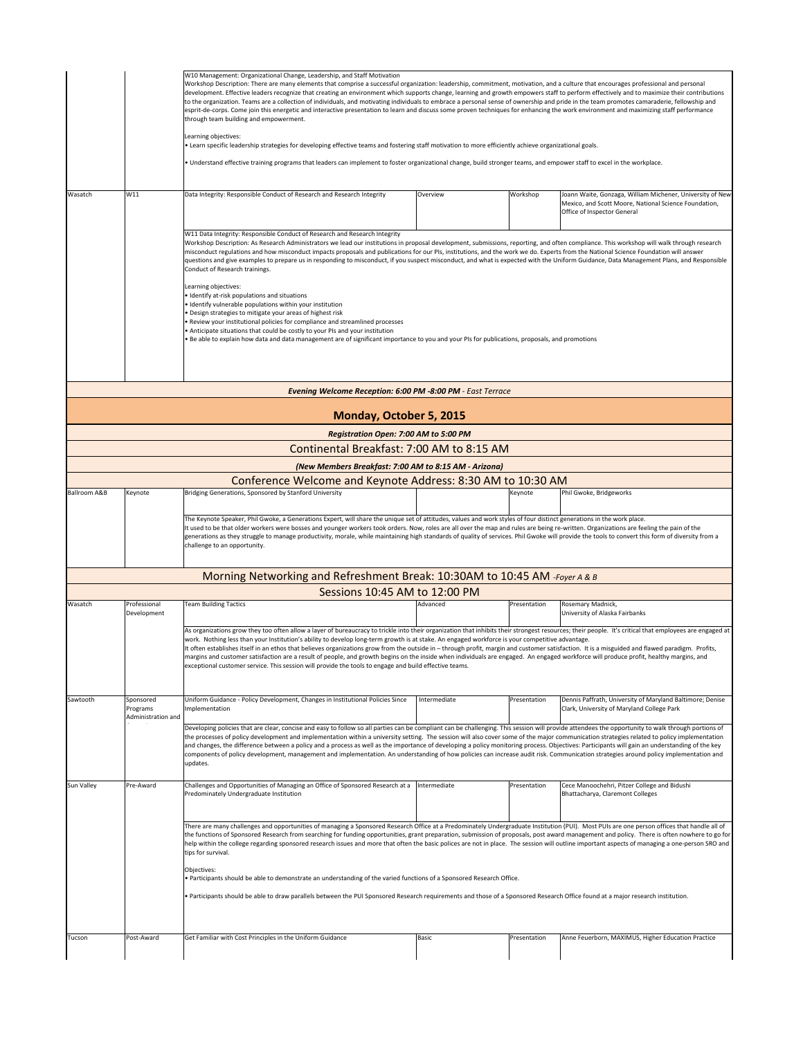| | | W10 Management: Organizational Change, Leadership, and Staff Motivation<br>Workshop Description: There are many elements that comprise a successful organization: leadership, commitment, motivation, and a culture that encourages professional and personal development. Effective leaders recognize that creating an environment which supports change, learning and growth empowers staff to perform effectively and to maximize their contributions to the organization. Teams are a collection of individuals, and motivating individuals to embrace a personal sense of ownership and pride in the team promotes camaraderie, fellowship and esprit-de-corps. Come join this energetic and interactive presentation to learn and discuss some proven techniques for enhancing the work environment and maximizing staff performance through team building and empowerment.<br><br>Learning objectives:<br>• Learn specific leadership strategies for developing effective teams and fostering staff motivation to more efficiently achieve organizational goals.<br><br>• Understand effective training programs that leaders can implement to foster organizational change, build stronger teams, and empower staff to excel in the workplace. | | | |
|---|---|---|---|---|---|
| Wasatch | W11 | Data Integrity: Responsible Conduct of Research and Research Integrity | Overview | Workshop | Joann Waite, Gonzaga, William Michener, University of New Mexico, and Scott Moore, National Science Foundation, Office of Inspector General |
| | | W11 Data Integrity: Responsible Conduct of Research and Research Integrity<br>Workshop Description: As Research Administrators we lead our institutions in proposal development, submissions, reporting, and often compliance. This workshop will walk through research misconduct regulations and how misconduct impacts proposals and publications for our PIs, institutions, and the work we do. Experts from the National Science Foundation will answer questions and give examples to prepare us in responding to misconduct, if you suspect misconduct, and what is expected with the Uniform Guidance, Data Management Plans, and Responsible Conduct of Research trainings.<br><br>Learning objectives:<br>• Identify at-risk populations and situations<br>• Identify vulnerable populations within your institution<br>• Design strategies to mitigate your areas of highest risk<br>• Review your institutional policies for compliance and streamlined processes<br>• Anticipate situations that could be costly to your PIs and your institution<br>• Be able to explain how data and data management are of significant importance to you and your PIs for publications, proposals, and promotions | | | |
| ***Evening Welcome Reception: 6:00 PM -8:00 PM** - East Terrace* | | | | | |
| **Monday, October 5, 2015** | | | | | |
| ***Registration Open: 7:00 AM to 5:00 PM*** | | | | | |
| Continental Breakfast: 7:00 AM to 8:15 AM | | | | | |
| ***(New Members Breakfast: 7:00 AM to 8:15 AM - Arizona)*** | | | | | |
| Conference Welcome and Keynote Address: 8:30 AM to 10:30 AM | | | | | |
| Ballroom A&B | Keynote | Bridging Generations, Sponsored by Stanford University | | Keynote | Phil Gwoke, Bridgeworks |
| | | The Keynote Speaker, Phil Gwoke, a Generations Expert, will share the unique set of attitudes, values and work styles of four distinct generations in the work place.<br>It used to be that older workers were bosses and younger workers took orders. Now, roles are all over the map and rules are being re-written. Organizations are feeling the pain of the generations as they struggle to manage productivity, morale, while maintaining high standards of quality of services. Phil Gwoke will provide the tools to convert this form of diversity from a challenge to an opportunity. | | | |
| Morning Networking and Refreshment Break: 10:30AM to 10:45 AM *-Foyer A & B* | | | | | |
| Sessions 10:45 AM to 12:00 PM | | | | | |
| Wasatch | Professional Development | Team Building Tactics | Advanced | Presentation | Rosemary Madnick, University of Alaska Fairbanks |
| | | As organizations grow they too often allow a layer of bureaucracy to trickle into their organization that inhibits their strongest resources; their people. It's critical that employees are engaged at work. Nothing less than your Institution's ability to develop long-term growth is at stake. An engaged workforce is your competitive advantage.<br>It often establishes itself in an ethos that believes organizations grow from the outside in – through profit, margin and customer satisfaction. It is a misguided and flawed paradigm. Profits, margins and customer satisfaction are a result of people, and growth begins on the inside when individuals are engaged. An engaged workforce will produce profit, healthy margins, and exceptional customer service. This session will provide the tools to engage and build effective teams. | | | |
| Sawtooth | Sponsored Programs Administration and | Uniform Guidance - Policy Development, Changes in Institutional Policies Since Implementation | Intermediate | Presentation | Dennis Paffrath, University of Maryland Baltimore; Denise Clark, University of Maryland College Park |
| | | Developing policies that are clear, concise and easy to follow so all parties can be compliant can be challenging. This session will provide attendees the opportunity to walk through portions of the processes of policy development and implementation within a university setting. The session will also cover some of the major communication strategies related to policy implementation and changes, the difference between a policy and a process as well as the importance of developing a policy monitoring process. Objectives: Participants will gain an understanding of the key components of policy development, management and implementation. An understanding of how policies can increase audit risk. Communication strategies around policy implementation and updates. | | | |
| Sun Valley | Pre-Award | Challenges and Opportunities of Managing an Office of Sponsored Research at a Predominately Undergraduate Institution | Intermediate | Presentation | Cece Manoochehri, Pitzer College and Bidushi Bhattacharya, Claremont Colleges |
| | | There are many challenges and opportunities of managing a Sponsored Research Office at a Predominately Undergraduate Institution (PUI). Most PUIs are one person offices that handle all of the functions of Sponsored Research from searching for funding opportunities, grant preparation, submission of proposals, post award management and policy. There is often nowhere to go for help within the college regarding sponsored research issues and more that often the basic polices are not in place. The session will outline important aspects of managing a one-person SRO and tips for survival.<br><br>Objectives:<br>• Participants should be able to demonstrate an understanding of the varied functions of a Sponsored Research Office.<br><br>• Participants should be able to draw parallels between the PUI Sponsored Research requirements and those of a Sponsored Research Office found at a major research institution. | | | |
| Tucson | Post-Award | Get Familiar with Cost Principles in the Uniform Guidance | Basic | Presentation | Anne Feuerborn, MAXIMUS, Higher Education Practice |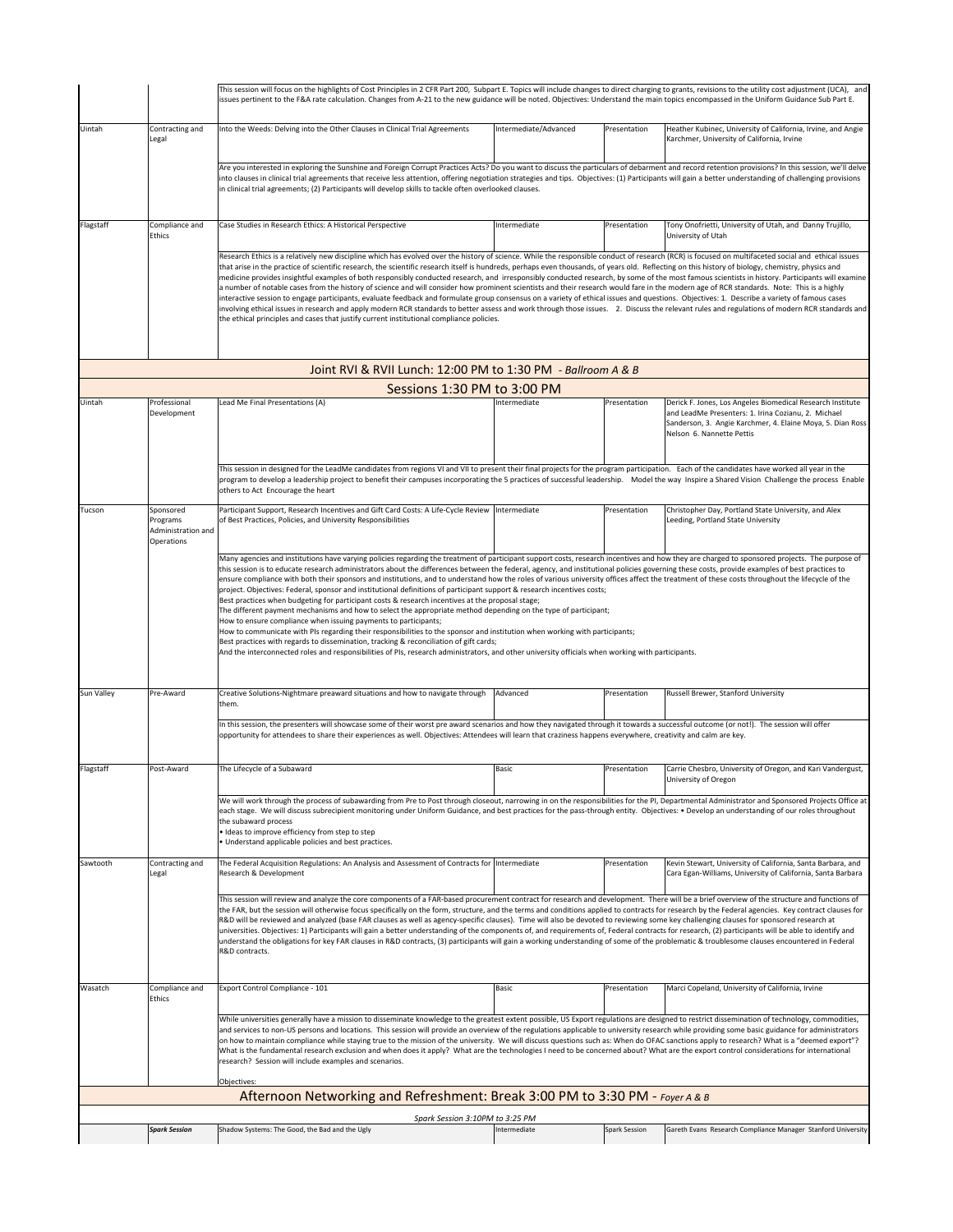| | | | | | |
|---|---|---|---|---|---|
| | | This session will focus on the highlights of Cost Principles in 2 CFR Part 200, Subpart E. Topics will include changes to direct charging to grants, revisions to the utility cost adjustment (UCA), and issues pertinent to the F&A rate calculation. Changes from A-21 to the new guidance will be noted. Objectives: Understand the main topics encompassed in the Uniform Guidance Sub Part E. | | | |
| Uintah | Contracting and Legal | Into the Weeds: Delving into the Other Clauses in Clinical Trial Agreements | Intermediate/Advanced | Presentation | Heather Kubinec, University of California, Irvine, and Angie Karchmer, University of California, Irvine |
| | | Are you interested in exploring the Sunshine and Foreign Corrupt Practices Acts? Do you want to discuss the particulars of debarment and record retention provisions? In this session, we'll delve into clauses in clinical trial agreements that receive less attention, offering negotiation strategies and tips. Objectives: (1) Participants will gain a better understanding of challenging provisions in clinical trial agreements; (2) Participants will develop skills to tackle often overlooked clauses. | | | |
| Flagstaff | Compliance and Ethics | Case Studies in Research Ethics: A Historical Perspective | Intermediate | Presentation | Tony Onofrietti, University of Utah, and Danny Trujillo, University of Utah |
| | | Research Ethics is a relatively new discipline which has evolved over the history of science. While the responsible conduct of research (RCR) is focused on multifaceted social and ethical issues that arise in the practice of scientific research, the scientific research itself is hundreds, perhaps even thousands, of years old. Reflecting on this history of biology, chemistry, physics and medicine provides insightful examples of both responsibly conducted research, and irresponsibly conducted research, by some of the most famous scientists in history. Participants will examine a number of notable cases from the history of science and will consider how prominent scientists and their research would fare in the modern age of RCR standards. Note: This is a highly interactive session to engage participants, evaluate feedback and formulate group consensus on a variety of ethical issues and questions. Objectives: 1. Describe a variety of famous cases involving ethical issues in research and apply modern RCR standards to better assess and work through those issues. 2. Discuss the relevant rules and regulations of modern RCR standards and the ethical principles and cases that justify current institutional compliance policies. | | | |
| **Joint RVI & RVII Lunch: 12:00 PM to 1:30 PM** - *Ballroom A & B* | | | | | |
| **Sessions 1:30 PM to 3:00 PM** | | | | | |
| Uintah | Professional Development | Lead Me Final Presentations (A) | Intermediate | Presentation | Derick F. Jones, Los Angeles Biomedical Research Institute and LeadMe Presenters: 1. Irina Cozianu, 2. Michael Sanderson, 3. Angie Karchmer, 4. Elaine Moya, 5. Dian Ross Nelson 6. Nannette Pettis |
| | | This session in designed for the LeadMe candidates from regions VI and VII to present their final projects for the program participation. Each of the candidates have worked all year in the program to develop a leadership project to benefit their campuses incorporating the 5 practices of successful leadership. Model the way Inspire a Shared Vision Challenge the process Enable others to Act Encourage the heart | | | |
| Tucson | Sponsored Programs Administration and Operations | Participant Support, Research Incentives and Gift Card Costs: A Life-Cycle Review of Best Practices, Policies, and University Responsibilities | Intermediate | Presentation | Christopher Day, Portland State University, and Alex Leeding, Portland State University |
| | | Many agencies and institutions have varying policies regarding the treatment of participant support costs, research incentives and how they are charged to sponsored projects. The purpose of this session is to educate research administrators about the differences between the federal, agency, and institutional policies governing these costs, provide examples of best practices to ensure compliance with both their sponsors and institutions, and to understand how the roles of various university offices affect the treatment of these costs throughout the lifecycle of the project. Objectives: Federal, sponsor and institutional definitions of participant support & research incentives costs;<br>Best practices when budgeting for participant costs & research incentives at the proposal stage;<br>The different payment mechanisms and how to select the appropriate method depending on the type of participant;<br>How to ensure compliance when issuing payments to participants;<br>How to communicate with PIs regarding their responsibilities to the sponsor and institution when working with participants;<br>Best practices with regards to dissemination, tracking & reconciliation of gift cards;<br>And the interconnected roles and responsibilities of PIs, research administrators, and other university officials when working with participants. | | | |
| Sun Valley | Pre-Award | Creative Solutions-Nightmare preaward situations and how to navigate through them. | Advanced | Presentation | Russell Brewer, Stanford University |
| | | In this session, the presenters will showcase some of their worst pre award scenarios and how they navigated through it towards a successful outcome (or not!). The session will offer opportunity for attendees to share their experiences as well. Objectives: Attendees will learn that craziness happens everywhere, creativity and calm are key. | | | |
| Flagstaff | Post-Award | The Lifecycle of a Subaward | Basic | Presentation | Carrie Chesbro, University of Oregon, and Kari Vandergust, University of Oregon |
| | | We will work through the process of subawarding from Pre to Post through closeout, narrowing in on the responsibilities for the PI, Departmental Administrator and Sponsored Projects Office at each stage. We will discuss subrecipient monitoring under Uniform Guidance, and best practices for the pass-through entity. Objectives: • Develop an understanding of our roles throughout the subaward process<br>• Ideas to improve efficiency from step to step<br>• Understand applicable policies and best practices. | | | |
| Sawtooth | Contracting and Legal | The Federal Acquisition Regulations: An Analysis and Assessment of Contracts for Research & Development | Intermediate | Presentation | Kevin Stewart, University of California, Santa Barbara, and Cara Egan-Williams, University of California, Santa Barbara |
| | | This session will review and analyze the core components of a FAR-based procurement contract for research and development. There will be a brief overview of the structure and functions of the FAR, but the session will otherwise focus specifically on the form, structure, and the terms and conditions applied to contracts for research by the Federal agencies. Key contract clauses for R&D will be reviewed and analyzed (base FAR clauses as well as agency-specific clauses). Time will also be devoted to reviewing some key challenging clauses for sponsored research at universities. Objectives: 1) Participants will gain a better understanding of the components of, and requirements of, Federal contracts for research, (2) participants will be able to identify and understand the obligations for key FAR clauses in R&D contracts, (3) participants will gain a working understanding of some of the problematic & troublesome clauses encountered in Federal R&D contracts. | | | |
| Wasatch | Compliance and Ethics | Export Control Compliance - 101 | Basic | Presentation | Marci Copeland, University of California, Irvine |
| | | While universities generally have a mission to disseminate knowledge to the greatest extent possible, US Export regulations are designed to restrict dissemination of technology, commodities, and services to non-US persons and locations. This session will provide an overview of the regulations applicable to university research while providing some basic guidance for administrators on how to maintain compliance while staying true to the mission of the university. We will discuss questions such as: When do OFAC sanctions apply to research? What is a "deemed export"? What is the fundamental research exclusion and when does it apply? What are the technologies I need to be concerned about? What are the export control considerations for international research? Session will include examples and scenarios.<br><br>Objectives: | | | |
| **Afternoon Networking and Refreshment: Break 3:00 PM to 3:30 PM** - *Foyer A & B* | | | | | |
| *Spark Session 3:10PM to 3:25 PM* | | | | | |
| | ***Spark Session*** | Shadow Systems: The Good, the Bad and the Ugly | Intermediate | Spark Session | Gareth Evans Research Compliance Manager Stanford University |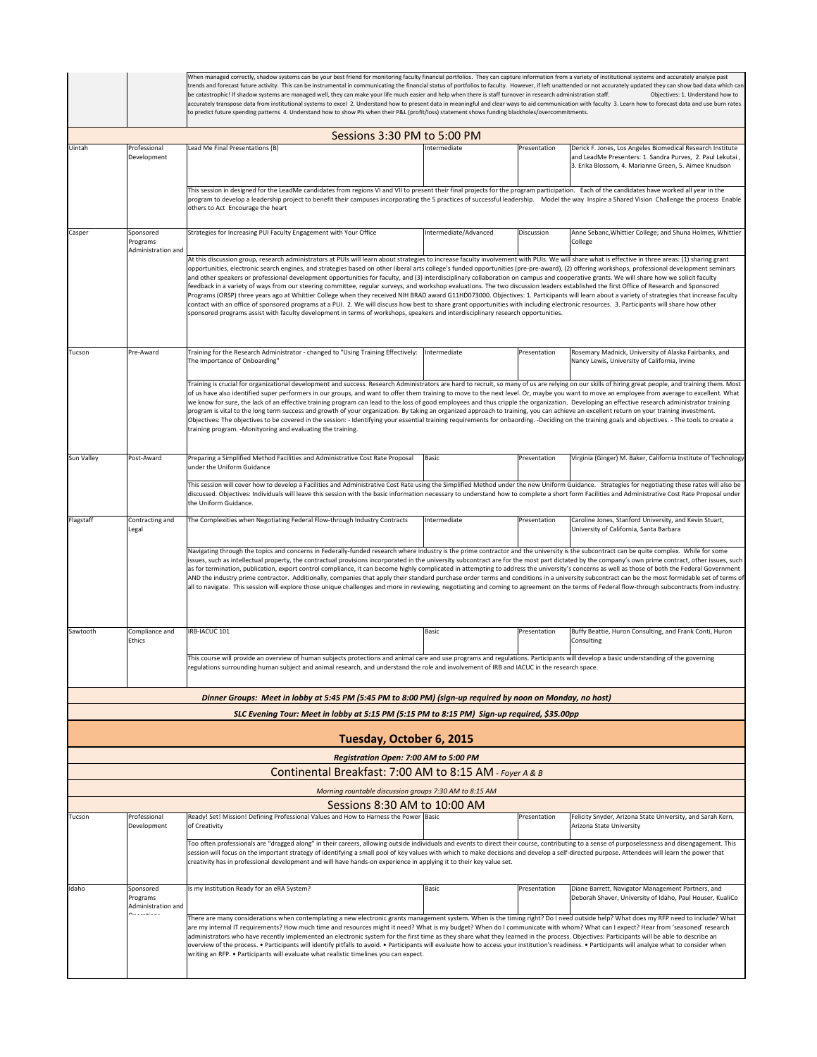| | | When managed correctly, shadow systems can be your best friend for monitoring faculty financial portfolios. They can capture information from a variety of institutional systems and accurately analyze past trends and forecast future activity. This can be instrumental in communicating the financial status of portfolios to faculty. However, if left unattended or not accurately updated they can show bad data which can be catastrophic! If shadow systems are managed well, they can make your life much easier and help when there is staff turnover in research administration staff. Objectives: 1. Understand how to accurately transpose data from institutional systems to excel 2. Understand how to present data in meaningful and clear ways to aid communication with faculty 3. Learn how to forecast data and use burn rates to predict future spending patterns 4. Understand how to show PIs when their P&L (profit/loss) statement shows funding blackholes/overcommitments. | | | |
|---|---|---|---|---|---|

## Sessions 3:30 PM to 5:00 PM

| Room | Track | Session | Level | Format | Presenters |
|---|---|---|---|---|---|
| Uintah | Professional Development | Lead Me Final Presentations (B) | Intermediate | Presentation | Derick F. Jones, Los Angeles Biomedical Research Institute and LeadMe Presenters: 1. Sandra Purves, 2. Paul Lekutai, 3. Erika Blossom, 4. Marianne Green, 5. Aimee Knudson |
| | | This session in designed for the LeadMe candidates from regions VI and VII to present their final projects for the program participation. Each of the candidates have worked all year in the program to develop a leadership project to benefit their campuses incorporating the 5 practices of successful leadership. Model the way Inspire a Shared Vision Challenge the process Enable others to Act Encourage the heart | | | |
| Casper | Sponsored Programs Administration and | Strategies for Increasing PUI Faculty Engagement with Your Office | Intermediate/Advanced | Discussion | Anne Sebanc,Whittier College; and Shuna Holmes, Whittier College |
| | | At this discussion group, research administrators at PUIs will learn about strategies to increase faculty involvement with PUIs. We will share what is effective in three areas: (1) sharing grant opportunities, electronic search engines, and strategies based on other liberal arts college's funded opportunities (pre-pre-award), (2) offering workshops, professional development seminars and other speakers or professional development opportunities for faculty, and (3) interdisciplinary collaboration on campus and cooperative grants. We will share how we solicit faculty feedback in a variety of ways from our steering committee, regular surveys, and workshop evaluations. The two discussion leaders established the first Office of Research and Sponsored Programs (ORSP) three years ago at Whittier College when they received NIH BRAD award G11HD073000. Objectives: 1. Participants will learn about a variety of strategies that increase faculty contact with an office of sponsored programs at a PUI. 2. We will discuss how best to share grant opportunities with including electronic resources. 3. Participants will share how other sponsored programs assist with faculty development in terms of workshops, speakers and interdisciplinary research opportunities. | | | |
| Tucson | Pre-Award | Training for the Research Administrator - changed to "Using Training Effectively: The Importance of Onboarding" | Intermediate | Presentation | Rosemary Madnick, University of Alaska Fairbanks, and Nancy Lewis, University of California, Irvine |
| | | Training is crucial for organizational development and success. Research Administrators are hard to recruit, so many of us are relying on our skills of hiring great people, and training them. Most of us have also identified super performers in our groups, and want to offer them training to move to the next level. Or, maybe you want to move an employee from average to excellent. What we know for sure, the lack of an effective training program can lead to the loss of good employees and thus cripple the organization. Developing an effective research administrator training program is vital to the long term success and growth of your organization. By taking an organized approach to training, you can achieve an excellent return on your training investment. Objectives: The objectives to be covered in the session: - Identifying your essential training requirements for onbaording. -Deciding on the training goals and objectives. - The tools to create a training program. -Monityoring and evaluating the training. | | | |
| Sun Valley | Post-Award | Preparing a Simplified Method Facilities and Administrative Cost Rate Proposal under the Uniform Guidance | Basic | Presentation | Virginia (Ginger) M. Baker, California Institute of Technology |
| | | This session will cover how to develop a Facilities and Administrative Cost Rate using the Simplified Method under the new Uniform Guidance. Strategies for negotiating these rates will also be discussed. Objectives: Individuals will leave this session with the basic information necessary to understand how to complete a short form Facilities and Administrative Cost Rate Proposal under the Uniform Guidance. | | | |
| Flagstaff | Contracting and Legal | The Complexities when Negotiating Federal Flow-through Industry Contracts | Intermediate | Presentation | Caroline Jones, Stanford University, and Kevin Stuart, University of California, Santa Barbara |
| | | Navigating through the topics and concerns in Federally-funded research where industry is the prime contractor and the university is the subcontract can be quite complex. While for some issues, such as intellectual property, the contractual provisions incorporated in the university subcontract are for the most part dictated by the company's own prime contract, other issues, such as for termination, publication, export control compliance, it can become highly complicated in attempting to address the university's concerns as well as those of both the Federal Government AND the industry prime contractor. Additionally, companies that apply their standard purchase order terms and conditions in a university subcontract can be the most formidable set of terms of all to navigate. This session will explore those unique challenges and more in reviewing, negotiating and coming to agreement on the terms of Federal flow-through subcontracts from industry. | | | |
| Sawtooth | Compliance and Ethics | IRB-IACUC 101 | Basic | Presentation | Buffy Beattie, Huron Consulting, and Frank Conti, Huron Consulting |
| | | This course will provide an overview of human subjects protections and animal care and use programs and regulations. Participants will develop a basic understanding of the governing regulations surrounding human subject and animal research, and understand the role and involvement of IRB and IACUC in the research space. | | | |

***Dinner Groups: Meet in lobby at 5:45 PM (5:45 PM to 8:00 PM) (sign-up required by noon on Monday, no host)***

***SLC Evening Tour: Meet in lobby at 5:15 PM (5:15 PM to 8:15 PM) Sign-up required, $35.00pp***

# Tuesday, October 6, 2015

***Registration Open: 7:00 AM to 5:00 PM***

## Continental Breakfast: 7:00 AM to 8:15 AM *- Foyer A & B*

*Morning rountable discussion groups 7:30 AM to 8:15 AM*

## Sessions 8:30 AM to 10:00 AM

| Room | Track | Session | Level | Format | Presenters |
|---|---|---|---|---|---|
| Tucson | Professional Development | Ready! Set! Mission! Defining Professional Values and How to Harness the Power of Creativity | Basic | Presentation | Felicity Snyder, Arizona State University, and Sarah Kern, Arizona State University |
| | | Too often professionals are "dragged along" in their careers, allowing outside individuals and events to direct their course, contributing to a sense of purposelessness and disengagement. This session will focus on the important strategy of identifying a small pool of key values with which to make decisions and develop a self-directed purpose. Attendees will learn the power that creativity has in professional development and will have hands-on experience in applying it to their key value set. | | | |
| Idaho | Sponsored Programs Administration and Operations | Is my Institution Ready for an eRA System? | Basic | Presentation | Diane Barrett, Navigator Management Partners, and Deborah Shaver, University of Idaho, Paul Houser, KualiCo |
| | | There are many considerations when contemplating a new electronic grants management system. When is the timing right? Do I need outside help? What does my RFP need to include? What are my internal IT requirements? How much time and resources might it need? What is my budget? When do I communicate with whom? What can I expect? Hear from 'seasoned' research administrators who have recently implemented an electronic system for the first time as they share what they learned in the process. Objectives: Participants will be able to describe an overview of the process. • Participants will identify pitfalls to avoid. • Participants will evaluate how to access your institution's readiness. • Participants will analyze what to consider when writing an RFP. • Participants will evaluate what realistic timelines you can expect. | | | |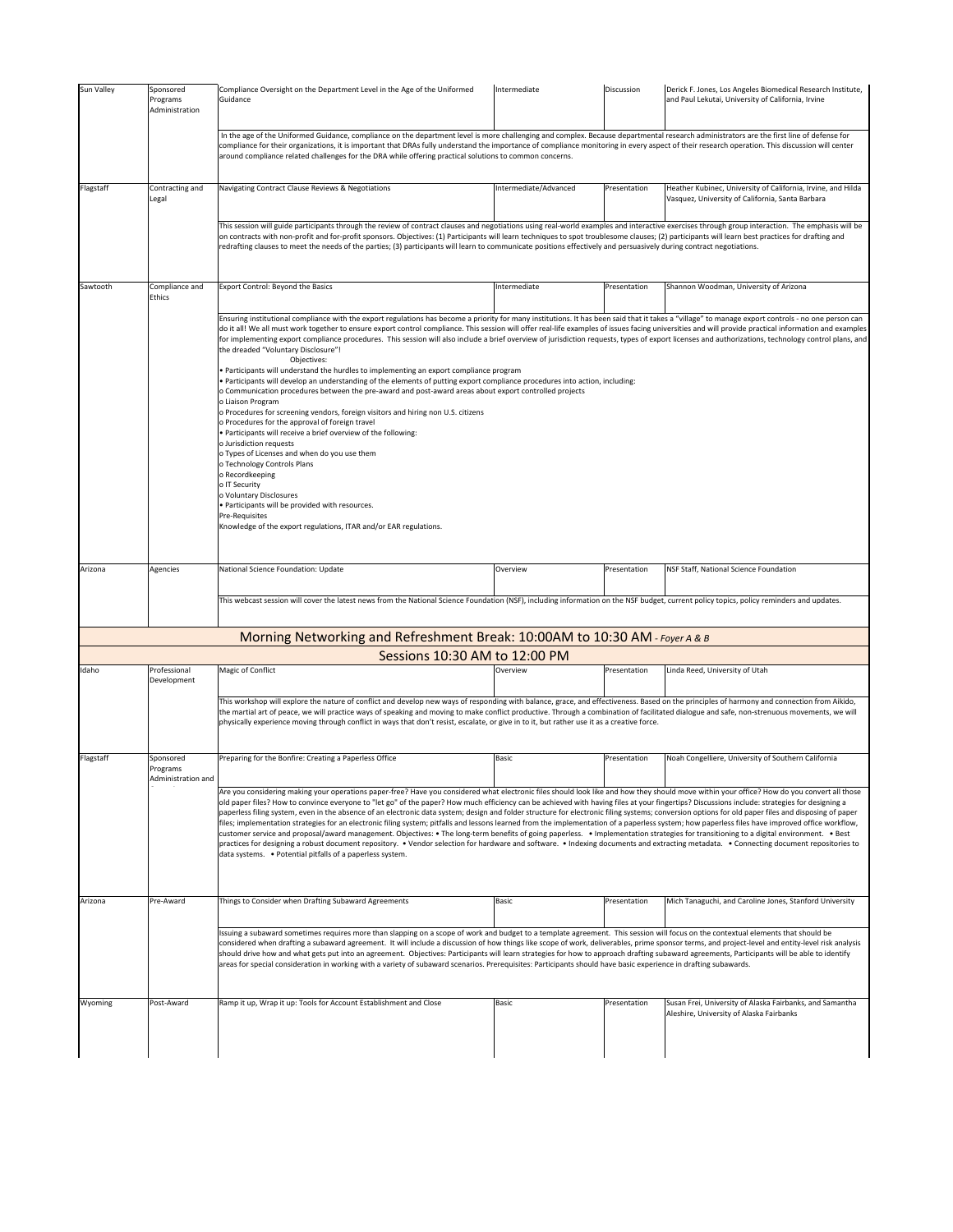| Room | Track | Title | Level | Format | Presenters |
|---|---|---|---|---|---|
| Sun Valley | Sponsored Programs Administration | Compliance Oversight on the Department Level in the Age of the Uniformed Guidance | Intermediate | Discussion | Derick F. Jones, Los Angeles Biomedical Research Institute, and Paul Lekutai, University of California, Irvine |
| | | In the age of the Uniformed Guidance, compliance on the department level is more challenging and complex. Because departmental research administrators are the first line of defense for compliance for their organizations, it is important that DRAs fully understand the importance of compliance monitoring in every aspect of their research operation. This discussion will center around compliance related challenges for the DRA while offering practical solutions to common concerns. | | | |
| Flagstaff | Contracting and Legal | Navigating Contract Clause Reviews & Negotiations | Intermediate/Advanced | Presentation | Heather Kubinec, University of California, Irvine, and Hilda Vasquez, University of California, Santa Barbara |
| | | This session will guide participants through the review of contract clauses and negotiations using real-world examples and interactive exercises through group interaction. The emphasis will be on contracts with non-profit and for-profit sponsors. Objectives: (1) Participants will learn techniques to spot troublesome clauses; (2) participants will learn best practices for drafting and redrafting clauses to meet the needs of the parties; (3) participants will learn to communicate positions effectively and persuasively during contract negotiations. | | | |
| Sawtooth | Compliance and Ethics | Export Control: Beyond the Basics | Intermediate | Presentation | Shannon Woodman, University of Arizona |
| | | Ensuring institutional compliance with the export regulations has become a priority for many institutions. It has been said that it takes a "village" to manage export controls - no one person can do it all! We all must work together to ensure export control compliance. This session will offer real-life examples of issues facing universities and will provide practical information and examples for implementing export compliance procedures. This session will also include a brief overview of jurisdiction requests, types of export licenses and authorizations, technology control plans, and the dreaded "Voluntary Disclosure"!<br>Objectives:<br>• Participants will understand the hurdles to implementing an export compliance program<br>• Participants will develop an understanding of the elements of putting export compliance procedures into action, including:<br>o Communication procedures between the pre-award and post-award areas about export controlled projects<br>o Liaison Program<br>o Procedures for screening vendors, foreign visitors and hiring non U.S. citizens<br>o Procedures for the approval of foreign travel<br>• Participants will receive a brief overview of the following:<br>o Jurisdiction requests<br>o Types of Licenses and when do you use them<br>o Technology Controls Plans<br>o Recordkeeping<br>o IT Security<br>o Voluntary Disclosures<br>• Participants will be provided with resources.<br>Pre-Requisites<br>Knowledge of the export regulations, ITAR and/or EAR regulations. | | | |
| Arizona | Agencies | National Science Foundation: Update | Overview | Presentation | NSF Staff, National Science Foundation |
| | | This webcast session will cover the latest news from the National Science Foundation (NSF), including information on the NSF budget, current policy topics, policy reminders and updates. | | | |

## Morning Networking and Refreshment Break: 10:00AM to 10:30 AM - *Foyer A & B*

## Sessions 10:30 AM to 12:00 PM

| Room | Track | Title | Level | Format | Presenters |
|---|---|---|---|---|---|
| Idaho | Professional Development | Magic of Conflict | Overview | Presentation | Linda Reed, University of Utah |
| | | This workshop will explore the nature of conflict and develop new ways of responding with balance, grace, and effectiveness. Based on the principles of harmony and connection from Aikido, the martial art of peace, we will practice ways of speaking and moving to make conflict productive. Through a combination of facilitated dialogue and safe, non-strenuous movements, we will physically experience moving through conflict in ways that don't resist, escalate, or give in to it, but rather use it as a creative force. | | | |
| Flagstaff | Sponsored Programs Administration and | Preparing for the Bonfire: Creating a Paperless Office | Basic | Presentation | Noah Congelliere, University of Southern California |
| | | Are you considering making your operations paper-free? Have you considered what electronic files should look like and how they should move within your office? How do you convert all those old paper files? How to convince everyone to "let go" of the paper? How much efficiency can be achieved with having files at your fingertips? Discussions include: strategies for designing a paperless filing system, even in the absence of an electronic data system; design and folder structure for electronic filing systems; conversion options for old paper files and disposing of paper files; implementation strategies for an electronic filing system; pitfalls and lessons learned from the implementation of a paperless system; how paperless files have improved office workflow, customer service and proposal/award management. Objectives: • The long-term benefits of going paperless. • Implementation strategies for transitioning to a digital environment. • Best practices for designing a robust document repository. • Vendor selection for hardware and software. • Indexing documents and extracting metadata. • Connecting document repositories to data systems. • Potential pitfalls of a paperless system. | | | |
| Arizona | Pre-Award | Things to Consider when Drafting Subaward Agreements | Basic | Presentation | Mich Tanaguchi, and Caroline Jones, Stanford University |
| | | Issuing a subaward sometimes requires more than slapping on a scope of work and budget to a template agreement. This session will focus on the contextual elements that should be considered when drafting a subaward agreement. It will include a discussion of how things like scope of work, deliverables, prime sponsor terms, and project-level and entity-level risk analysis should drive how and what gets put into an agreement. Objectives: Participants will learn strategies for how to approach drafting subaward agreements, Participants will be able to identify areas for special consideration in working with a variety of subaward scenarios. Prerequisites: Participants should have basic experience in drafting subawards. | | | |
| Wyoming | Post-Award | Ramp it up, Wrap it up: Tools for Account Establishment and Close | Basic | Presentation | Susan Frei, University of Alaska Fairbanks, and Samantha Aleshire, University of Alaska Fairbanks |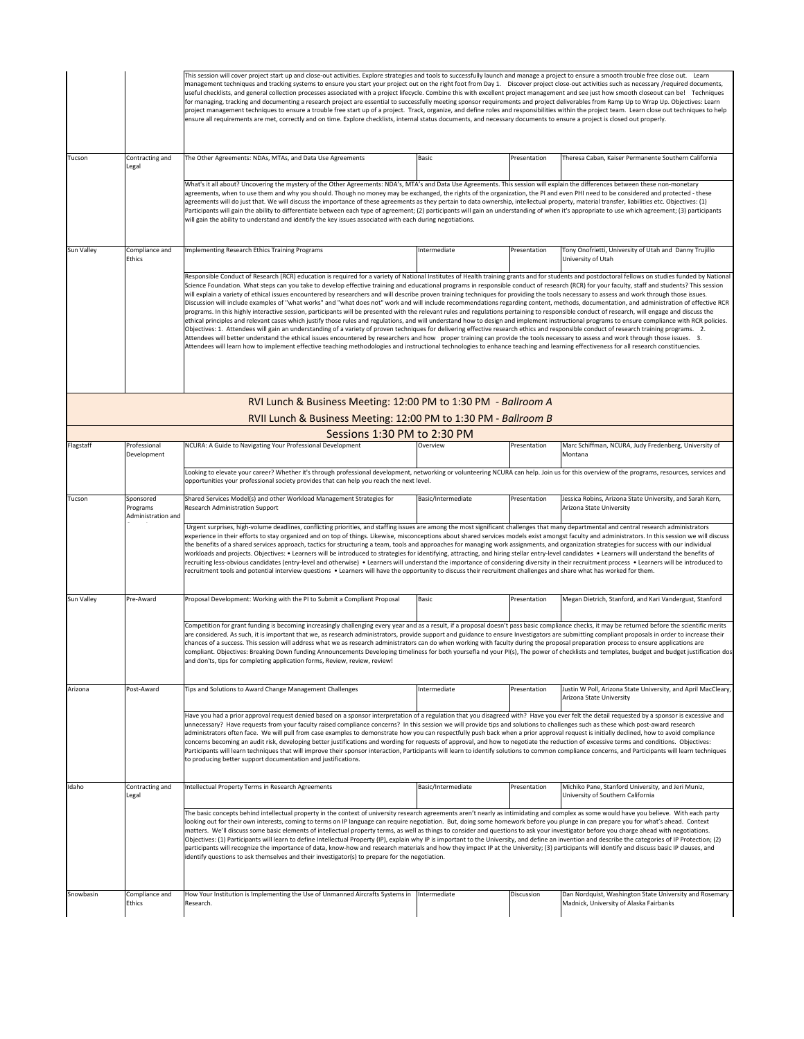| | | | | | |
|---|---|---|---|---|---|
| | | This session will cover project start up and close-out activities. Explore strategies and tools to successfully launch and manage a project to ensure a smooth trouble free close out. Learn management techniques and tracking systems to ensure you start your project out on the right foot from Day 1. Discover project close-out activities such as necessary /required documents, useful checklists, and general collection processes associated with a project lifecycle. Combine this with excellent project management and see just how smooth closeout can be! Techniques for managing, tracking and documenting a research project are essential to successfully meeting sponsor requirements and project deliverables from Ramp Up to Wrap Up. Objectives: Learn project management techniques to ensure a trouble free start up of a project. Track, organize, and define roles and responsibilities within the project team. Learn close out techniques to help ensure all requirements are met, correctly and on time. Explore checklists, internal status documents, and necessary documents to ensure a project is closed out properly. | | | |
| Tucson | Contracting and Legal | The Other Agreements: NDAs, MTAs, and Data Use Agreements | Basic | Presentation | Theresa Caban, Kaiser Permanente Southern California |
| | | What's it all about? Uncovering the mystery of the Other Agreements: NDA's, MTA's and Data Use Agreements. This session will explain the differences between these non-monetary agreements, when to use them and why you should. Though no money may be exchanged, the rights of the organization, the PI and even PHI need to be considered and protected - these agreements will do just that. We will discuss the importance of these agreements as they pertain to data ownership, intellectual property, material transfer, liabilities etc. Objectives: (1) Participants will gain the ability to differentiate between each type of agreement; (2) participants will gain an understanding of when it's appropriate to use which agreement; (3) participants will gain the ability to understand and identify the key issues associated with each during negotiations. | | | |
| Sun Valley | Compliance and Ethics | Implementing Research Ethics Training Programs | Intermediate | Presentation | Tony Onofrietti, University of Utah and Danny Trujillo University of Utah |
| | | Responsible Conduct of Research (RCR) education is required for a variety of National Institutes of Health training grants and for students and postdoctoral fellows on studies funded by National Science Foundation. What steps can you take to develop effective training and educational programs in responsible conduct of research (RCR) for your faculty, staff and students? This session will explain a variety of ethical issues encountered by researchers and will describe proven training techniques for providing the tools necessary to assess and work through those issues. Discussion will include examples of "what works" and "what does not" work and will include recommendations regarding content, methods, documentation, and administration of effective RCR programs. In this highly interactive session, participants will be presented with the relevant rules and regulations pertaining to responsible conduct of research, will engage and discuss the ethical principles and relevant cases which justify those rules and regulations, and will understand how to design and implement instructional programs to ensure compliance with RCR policies. Objectives: 1. Attendees will gain an understanding of a variety of proven techniques for delivering effective research ethics and responsible conduct of research training programs. 2. Attendees will better understand the ethical issues encountered by researchers and how proper training can provide the tools necessary to assess and work through those issues. 3. Attendees will learn how to implement effective teaching methodologies and instructional technologies to enhance teaching and learning effectiveness for all research constituencies. | | | |

RVI Lunch & Business Meeting: 12:00 PM to 1:30 PM - *Ballroom A*

RVII Lunch & Business Meeting: 12:00 PM to 1:30 PM - *Ballroom B*

## Sessions 1:30 PM to 2:30 PM

| | | | | | |
|---|---|---|---|---|---|
| Flagstaff | Professional Development | NCURA: A Guide to Navigating Your Professional Development | Overview | Presentation | Marc Schiffman, NCURA, Judy Fredenberg, University of Montana |
| | | Looking to elevate your career? Whether it's through professional development, networking or volunteering NCURA can help. Join us for this overview of the programs, resources, services and opportunities your professional society provides that can help you reach the next level. | | | |
| Tucson | Sponsored Programs Administration and | Shared Services Model(s) and other Workload Management Strategies for Research Administration Support | Basic/Intermediate | Presentation | Jessica Robins, Arizona State University, and Sarah Kern, Arizona State University |
| | | Urgent surprises, high-volume deadlines, conflicting priorities, and staffing issues are among the most significant challenges that many departmental and central research administrators experience in their efforts to stay organized and on top of things. Likewise, misconceptions about shared services models exist amongst faculty and administrators. In this session we will discuss the benefits of a shared services approach, tactics for structuring a team, tools and approaches for managing work assignments, and organization strategies for success with our individual workloads and projects. Objectives: • Learners will be introduced to strategies for identifying, attracting, and hiring stellar entry-level candidates • Learners will understand the benefits of recruiting less-obvious candidates (entry-level and otherwise) • Learners will understand the importance of considering diversity in their recruitment process • Learners will be introduced to recruitment tools and potential interview questions • Learners will have the opportunity to discuss their recruitment challenges and share what has worked for them. | | | |
| Sun Valley | Pre-Award | Proposal Development: Working with the PI to Submit a Compliant Proposal | Basic | Presentation | Megan Dietrich, Stanford, and Kari Vandergust, Stanford |
| | | Competition for grant funding is becoming increasingly challenging every year and as a result, if a proposal doesn't pass basic compliance checks, it may be returned before the scientific merits are considered. As such, it is important that we, as research administrators, provide support and guidance to ensure Investigators are submitting compliant proposals in order to increase their chances of a success. This session will address what we as research administrators can do when working with faculty during the proposal preparation process to ensure applications are compliant. Objectives: Breaking Down funding Announcements Developing timeliness for both yoursefla nd your PI(s), The power of checklists and templates, budget and budget justification dos and don'ts, tips for completing application forms, Review, review, review! | | | |
| Arizona | Post-Award | Tips and Solutions to Award Change Management Challenges | Intermediate | Presentation | Justin W Poll, Arizona State University, and April MacCleary, Arizona State University |
| | | Have you had a prior approval request denied based on a sponsor interpretation of a regulation that you disagreed with? Have you ever felt the detail requested by a sponsor is excessive and unnecessary? Have requests from your faculty raised compliance concerns? In this session we will provide tips and solutions to challenges such as these which post-award research administrators often face. We will pull from case examples to demonstrate how you can respectfully push back when a prior approval request is initially declined, how to avoid compliance concerns becoming an audit risk, developing better justifications and wording for requests of approval, and how to negotiate the reduction of excessive terms and conditions. Objectives: Participants will learn techniques that will improve their sponsor interaction, Participants will learn to identify solutions to common compliance concerns, and Participants will learn techniques to producing better support documentation and justifications. | | | |
| Idaho | Contracting and Legal | Intellectual Property Terms in Research Agreements | Basic/Intermediate | Presentation | Michiko Pane, Stanford University, and Jeri Muniz, University of Southern California |
| | | The basic concepts behind intellectual property in the context of university research agreements aren't nearly as intimidating and complex as some would have you believe. With each party looking out for their own interests, coming to terms on IP language can require negotiation. But, doing some homework before you plunge in can prepare you for what's ahead. Context matters. We'll discuss some basic elements of intellectual property terms, as well as things to consider and questions to ask your investigator before you charge ahead with negotiations. Objectives: (1) Participants will learn to define Intellectual Property (IP), explain why IP is important to the University, and define an invention and describe the categories of IP Protection; (2) participants will recognize the importance of data, know-how and research materials and how they impact IP at the University; (3) participants will identify and discuss basic IP clauses, and identify questions to ask themselves and their investigator(s) to prepare for the negotiation. | | | |
| Snowbasin | Compliance and Ethics | How Your Institution is Implementing the Use of Unmanned Aircrafts Systems in Research. | Intermediate | Discussion | Dan Nordquist, Washington State University and Rosemary Madnick, University of Alaska Fairbanks |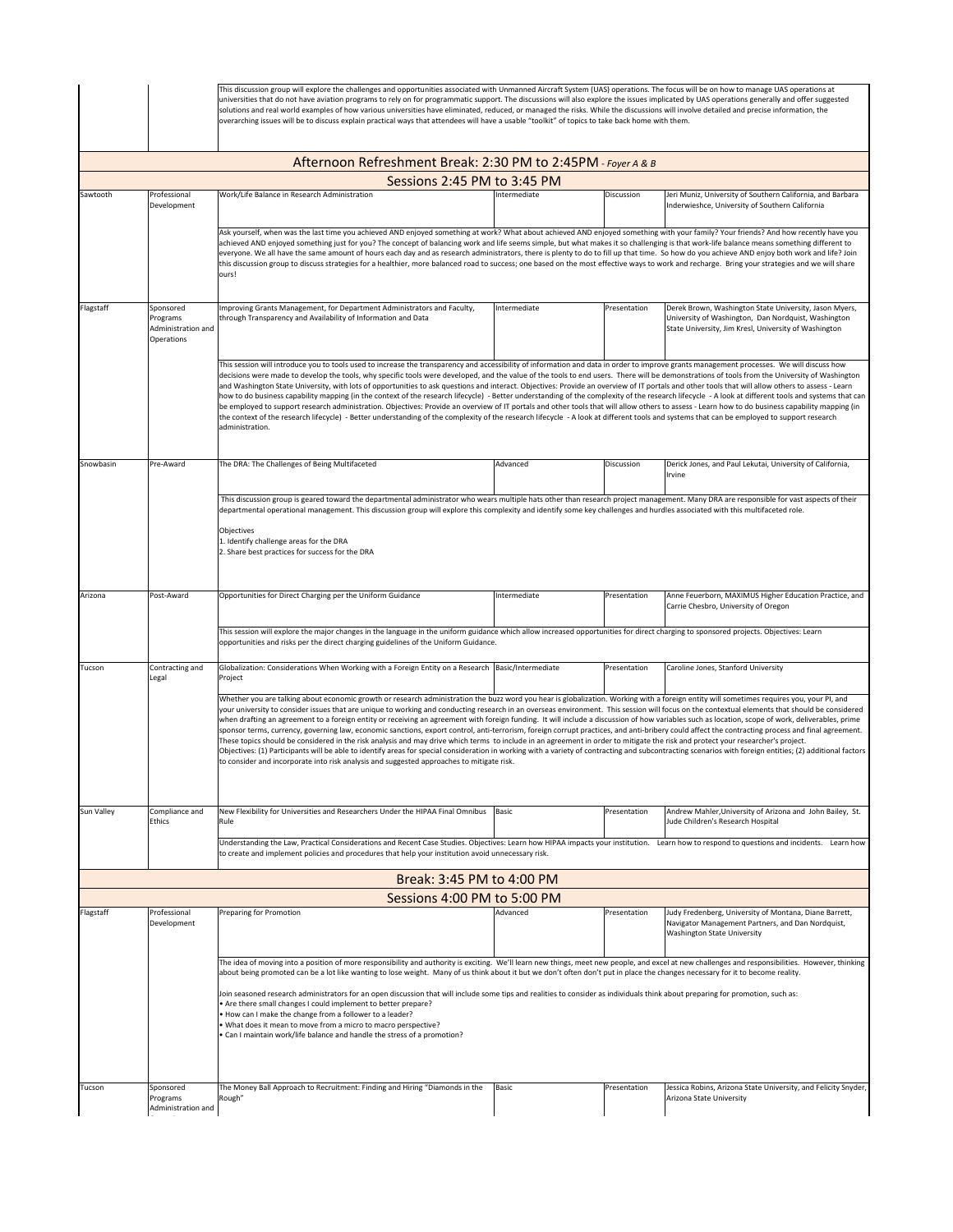| | | This discussion group will explore the challenges and opportunities associated with Unmanned Aircraft System (UAS) operations. The focus will be on how to manage UAS operations at universities that do not have aviation programs to rely on for programmatic support. The discussions will also explore the issues implicated by UAS operations generally and offer suggested solutions and real world examples of how various universities have eliminated, reduced, or managed the risks. While the discussions will involve detailed and precise information, the overarching issues will be to discuss explain practical ways that attendees will have a usable "toolkit" of topics to take back home with them. | | | |
|---|---|---|---|---|---|

## Afternoon Refreshment Break: 2:30 PM to 2:45PM - *Foyer A & B*

## Sessions 2:45 PM to 3:45 PM

| Room | Track | Session | Level | Format | Presenters |
|---|---|---|---|---|---|
| Sawtooth | Professional Development | Work/Life Balance in Research Administration | Intermediate | Discussion | Jeri Muniz, University of Southern California, and Barbara Inderwieshce, University of Southern California |
| | | Ask yourself, when was the last time you achieved AND enjoyed something at work? What about achieved AND enjoyed something with your family? Your friends? And how recently have you achieved AND enjoyed something just for you? The concept of balancing work and life seems simple, but what makes it so challenging is that work-life balance means something different to everyone. We all have the same amount of hours each day and as research administrators, there is plenty to do to fill up that time. So how do you achieve AND enjoy both work and life? Join this discussion group to discuss strategies for a healthier, more balanced road to success; one based on the most effective ways to work and recharge. Bring your strategies and we will share ours! | | | |
| Flagstaff | Sponsored Programs Administration and Operations | Improving Grants Management, for Department Administrators and Faculty, through Transparency and Availability of Information and Data | Intermediate | Presentation | Derek Brown, Washington State University, Jason Myers, University of Washington, Dan Nordquist, Washington State University, Jim Kresl, University of Washington |
| | | This session will introduce you to tools used to increase the transparency and accessibility of information and data in order to improve grants management processes. We will discuss how decisions were made to develop the tools, why specific tools were developed, and the value of the tools to end users. There will be demonstrations of tools from the University of Washington and Washington State University, with lots of opportunities to ask questions and interact. Objectives: Provide an overview of IT portals and other tools that will allow others to assess - Learn how to do business capability mapping (in the context of the research lifecycle) - Better understanding of the complexity of the research lifecycle - A look at different tools and systems that can be employed to support research administration. Objectives: Provide an overview of IT portals and other tools that will allow others to assess - Learn how to do business capability mapping (in the context of the research lifecycle) - Better understanding of the complexity of the research lifecycle - A look at different tools and systems that can be employed to support research administration. | | | |
| Snowbasin | Pre-Award | The DRA: The Challenges of Being Multifaceted | Advanced | Discussion | Derick Jones, and Paul Lekutai, University of California, Irvine |
| | | This discussion group is geared toward the departmental administrator who wears multiple hats other than research project management. Many DRA are responsible for vast aspects of their departmental operational management. This discussion group will explore this complexity and identify some key challenges and hurdles associated with this multifaceted role.<br><br>Objectives<br>1. Identify challenge areas for the DRA<br>2. Share best practices for success for the DRA | | | |
| Arizona | Post-Award | Opportunities for Direct Charging per the Uniform Guidance | Intermediate | Presentation | Anne Feuerborn, MAXIMUS Higher Education Practice, and Carrie Chesbro, University of Oregon |
| | | This session will explore the major changes in the language in the uniform guidance which allow increased opportunities for direct charging to sponsored projects. Objectives: Learn opportunities and risks per the direct charging guidelines of the Uniform Guidance. | | | |
| Tucson | Contracting and Legal | Globalization: Considerations When Working with a Foreign Entity on a Research Project | Basic/Intermediate | Presentation | Caroline Jones, Stanford University |
| | | Whether you are talking about economic growth or research administration the buzz word you hear is globalization. Working with a foreign entity will sometimes requires you, your PI, and your university to consider issues that are unique to working and conducting research in an overseas environment. This session will focus on the contextual elements that should be considered when drafting an agreement to a foreign entity or receiving an agreement with foreign funding. It will include a discussion of how variables such as location, scope of work, deliverables, prime sponsor terms, currency, governing law, economic sanctions, export control, anti-terrorism, foreign corrupt practices, and anti-bribery could affect the contracting process and final agreement. These topics should be considered in the risk analysis and may drive which terms to include in an agreement in order to mitigate the risk and protect your researcher's project.<br>Objectives: (1) Participants will be able to identify areas for special consideration in working with a variety of contracting and subcontracting scenarios with foreign entities; (2) additional factors to consider and incorporate into risk analysis and suggested approaches to mitigate risk. | | | |
| Sun Valley | Compliance and Ethics | New Flexibility for Universities and Researchers Under the HIPAA Final Omnibus Rule | Basic | Presentation | Andrew Mahler,University of Arizona and John Bailey, St. Jude Children's Research Hospital |
| | | Understanding the Law, Practical Considerations and Recent Case Studies. Objectives: Learn how HIPAA impacts your institution. Learn how to respond to questions and incidents. Learn how to create and implement policies and procedures that help your institution avoid unnecessary risk. | | | |

## Break: 3:45 PM to 4:00 PM

## Sessions 4:00 PM to 5:00 PM

| Room | Track | Session | Level | Format | Presenters |
|---|---|---|---|---|---|
| Flagstaff | Professional Development | Preparing for Promotion | Advanced | Presentation | Judy Fredenberg, University of Montana, Diane Barrett, Navigator Management Partners, and Dan Nordquist, Washington State University |
| | | The idea of moving into a position of more responsibility and authority is exciting. We'll learn new things, meet new people, and excel at new challenges and responsibilities. However, thinking about being promoted can be a lot like wanting to lose weight. Many of us think about it but we don't often don't put in place the changes necessary for it to become reality.<br><br>Join seasoned research administrators for an open discussion that will include some tips and realities to consider as individuals think about preparing for promotion, such as:<br>• Are there small changes I could implement to better prepare?<br>• How can I make the change from a follower to a leader?<br>• What does it mean to move from a micro to macro perspective?<br>• Can I maintain work/life balance and handle the stress of a promotion? | | | |
| Tucson | Sponsored Programs Administration and | The Money Ball Approach to Recruitment: Finding and Hiring "Diamonds in the Rough" | Basic | Presentation | Jessica Robins, Arizona State University, and Felicity Snyder, Arizona State University |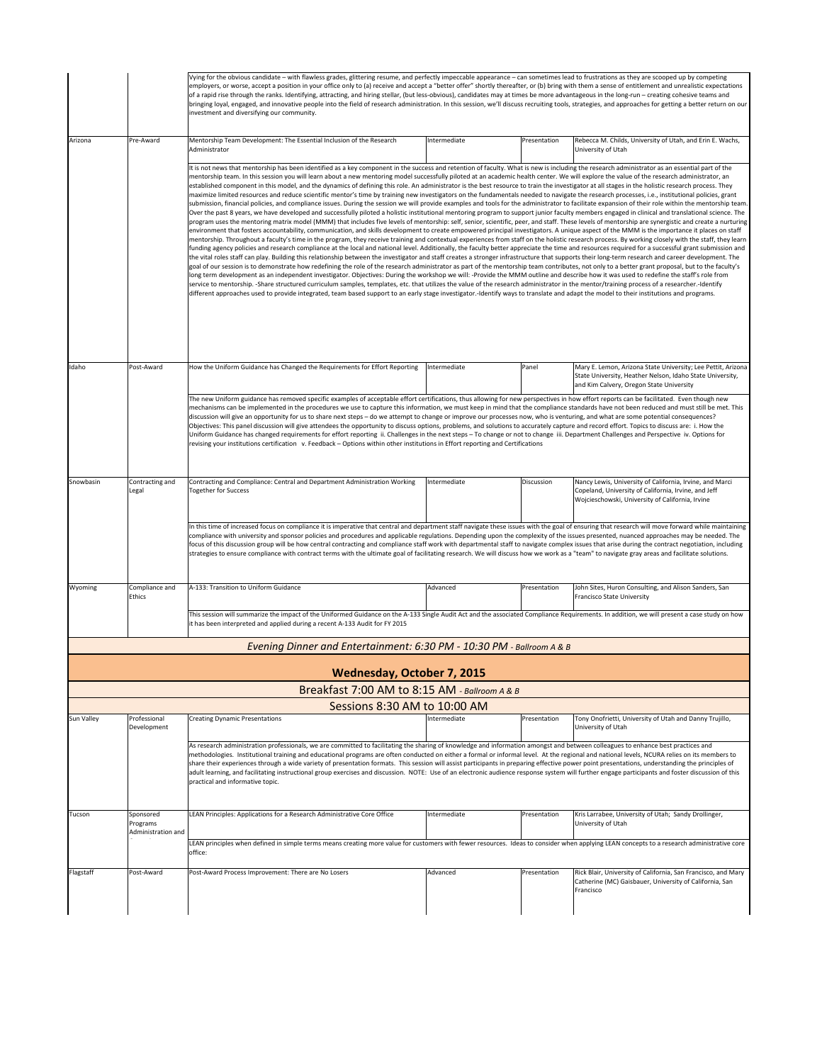| | | | | | |
|---|---|---|---|---|---|
| | | Vying for the obvious candidate – with flawless grades, glittering resume, and perfectly impeccable appearance – can sometimes lead to frustrations as they are scooped up by competing employers, or worse, accept a position in your office only to (a) receive and accept a "better offer" shortly thereafter, or (b) bring with them a sense of entitlement and unrealistic expectations of a rapid rise through the ranks. Identifying, attracting, and hiring stellar, (but less-obvious), candidates may at times be more advantageous in the long-run – creating cohesive teams and bringing loyal, engaged, and innovative people into the field of research administration. In this session, we'll discuss recruiting tools, strategies, and approaches for getting a better return on our investment and diversifying our community. | | | |
| Arizona | Pre-Award | Mentorship Team Development: The Essential Inclusion of the Research Administrator | Intermediate | Presentation | Rebecca M. Childs, University of Utah, and Erin E. Wachs, University of Utah |
| | | It is not news that mentorship has been identified as a key component in the success and retention of faculty. What is new is including the research administrator as an essential part of the mentorship team. In this session you will learn about a new mentoring model successfully piloted at an academic health center. We will explore the value of the research administrator, an established component in this model, and the dynamics of defining this role. An administrator is the best resource to train the investigator at all stages in the holistic research process. They maximize limited resources and reduce scientific mentor's time by training new investigators on the fundamentals needed to navigate the research processes, i.e., institutional policies, grant submission, financial policies, and compliance issues. During the session we will provide examples and tools for the administrator to facilitate expansion of their role within the mentorship team. Over the past 8 years, we have developed and successfully piloted a holistic institutional mentoring program to support junior faculty members engaged in clinical and translational science. The program uses the mentoring matrix model (MMM) that includes five levels of mentorship: self, senior, scientific, peer, and staff. These levels of mentorship are synergistic and create a nurturing environment that fosters accountability, communication, and skills development to create empowered principal investigators. A unique aspect of the MMM is the importance it places on staff mentorship. Throughout a faculty's time in the program, they receive training and contextual experiences from staff on the holistic research process. By working closely with the staff, they learn the vital roles staff can play. Building this relationship between the investigator and staff creates a stronger infrastructure that supports their long-term research and career development. The funding agency policies and research compliance at the local and national level. Additionally, the faculty better appreciate the time and resources required for a successful grant submission and goal of our session is to demonstrate how redefining the role of the research administrator as part of the mentorship team contributes, not only to a better grant proposal, but to the faculty's long term development as an independent investigator. Objectives: During the workshop we will: -Provide the MMM outline and describe how it was used to redefine the staff's role from service to mentorship. -Share structured curriculum samples, templates, etc. that utilizes the value of the research administrator in the mentor/training process of a researcher.-Identify different approaches used to provide integrated, team based support to an early stage investigator.-Identify ways to translate and adapt the model to their institutions and programs. | | | |
| Idaho | Post-Award | How the Uniform Guidance has Changed the Requirements for Effort Reporting | Intermediate | Panel | Mary E. Lemon, Arizona State University; Lee Pettit, Arizona State University, Heather Nelson, Idaho State University, and Kim Calvery, Oregon State University |
| | | The new Uniform guidance has removed specific examples of acceptable effort certifications, thus allowing for new perspectives in how effort reports can be facilitated. Even though new mechanisms can be implemented in the procedures we use to capture this information, we must keep in mind that the compliance standards have not been reduced and must still be met. This discussion will give an opportunity for us to share next steps – do we attempt to change or improve our processes now, who is venturing, and what are some potential consequences? Objectives: This panel discussion will give attendees the opportunity to discuss options, problems, and solutions to accurately capture and record effort. Topics to discuss are: i. How the Uniform Guidance has changed requirements for effort reporting ii. Challenges in the next steps – To change or not to change iii. Department Challenges and Perspective iv. Options for revising your institutions certification v. Feedback – Options within other institutions in Effort reporting and Certifications | | | |
| Snowbasin | Contracting and Legal | Contracting and Compliance: Central and Department Administration Working Together for Success | Intermediate | Discussion | Nancy Lewis, University of California, Irvine, and Marci Copeland, University of California, Irvine, and Jeff Wojcieschowski, University of California, Irvine |
| | | In this time of increased focus on compliance it is imperative that central and department staff navigate these issues with the goal of ensuring that research will move forward while maintaining compliance with university and sponsor policies and procedures and applicable regulations. Depending upon the complexity of the issues presented, nuanced approaches may be needed. The focus of this discussion group will be how central contracting and compliance staff work with departmental staff to navigate complex issues that arise during the contract negotiation, including strategies to ensure compliance with contract terms with the ultimate goal of facilitating research. We will discuss how we work as a "team" to navigate gray areas and facilitate solutions. | | | |
| Wyoming | Compliance and Ethics | A-133: Transition to Uniform Guidance | Advanced | Presentation | John Sites, Huron Consulting, and Alison Sanders, San Francisco State University |
| | | This session will summarize the impact of the Uniformed Guidance on the A-133 Single Audit Act and the associated Compliance Requirements. In addition, we will present a case study on how it has been interpreted and applied during a recent A-133 Audit for FY 2015 | | | |
| *Evening Dinner and Entertainment: 6:30 PM - 10:30 PM - Ballroom A & B* | | | | | |
| **Wednesday, October 7, 2015** | | | | | |
| Breakfast 7:00 AM to 8:15 AM - *Ballroom A & B* | | | | | |
| Sessions 8:30 AM to 10:00 AM | | | | | |
| Sun Valley | Professional Development | Creating Dynamic Presentations | Intermediate | Presentation | Tony Onofrietti, University of Utah and Danny Trujillo, University of Utah |
| | | As research administration professionals, we are committed to facilitating the sharing of knowledge and information amongst and between colleagues to enhance best practices and methodologies. Institutional training and educational programs are often conducted on either a formal or informal level. At the regional and national levels, NCURA relies on its members to share their experiences through a wide variety of presentation formats. This session will assist participants in preparing effective power point presentations, understanding the principles of adult learning, and facilitating instructional group exercises and discussion. NOTE: Use of an electronic audience response system will further engage participants and foster discussion of this practical and informative topic. | | | |
| Tucson | Sponsored Programs Administration and | LEAN Principles: Applications for a Research Administrative Core Office | Intermediate | Presentation | Kris Larrabee, University of Utah; Sandy Drollinger, University of Utah |
| | | LEAN principles when defined in simple terms means creating more value for customers with fewer resources. Ideas to consider when applying LEAN concepts to a research administrative core office: | | | |
| Flagstaff | Post-Award | Post-Award Process Improvement: There are No Losers | Advanced | Presentation | Rick Blair, University of California, San Francisco, and Mary Catherine (MC) Gaisbauer, University of California, San Francisco |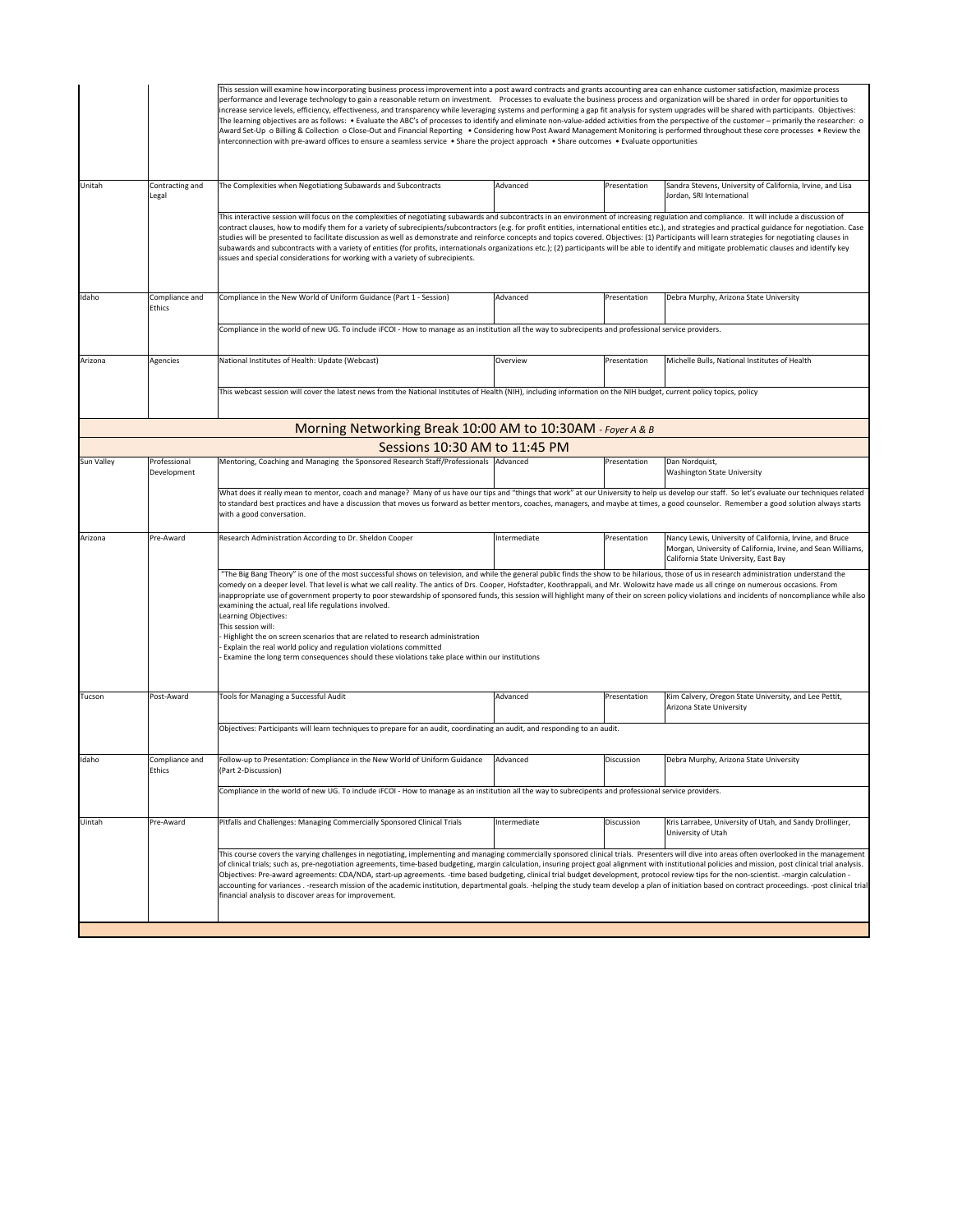| | | | | | |
|---|---|---|---|---|---|
| | | This session will examine how incorporating business process improvement into a post award contracts and grants accounting area can enhance customer satisfaction, maximize process performance and leverage technology to gain a reasonable return on investment. Processes to evaluate the business process and organization will be shared in order for opportunities to increase service levels, efficiency, effectiveness, and transparency while leveraging systems and performing a gap fit analysis for system upgrades will be shared with participants. Objectives: The learning objectives are as follows: • Evaluate the ABC's of processes to identify and eliminate non-value-added activities from the perspective of the customer – primarily the researcher: o Award Set-Up o Billing & Collection o Close-Out and Financial Reporting • Considering how Post Award Management Monitoring is performed throughout these core processes • Review the interconnection with pre-award offices to ensure a seamless service • Share the project approach • Share outcomes • Evaluate opportunities | | | |
| Unitah | Contracting and Legal | The Complexities when Negotiationg Subawards and Subcontracts | Advanced | Presentation | Sandra Stevens, University of California, Irvine, and Lisa Jordan, SRI International |
| | | This interactive session will focus on the complexities of negotiating subawards and subcontracts in an environment of increasing regulation and compliance. It will include a discussion of contract clauses, how to modify them for a variety of subrecipients/subcontractors (e.g. for profit entities, international entities etc.), and strategies and practical guidance for negotiation. Case studies will be presented to facilitate discussion as well as demonstrate and reinforce concepts and topics covered. Objectives: (1) Participants will learn strategies for negotiating clauses in subawards and subcontracts with a variety of entities (for profits, internationals organizations etc.); (2) participants will be able to identify and mitigate problematic clauses and identify key issues and special considerations for working with a variety of subrecipients. | | | |
| Idaho | Compliance and Ethics | Compliance in the New World of Uniform Guidance (Part 1 - Session) | Advanced | Presentation | Debra Murphy, Arizona State University |
| | | Compliance in the world of new UG. To include iFCOI - How to manage as an institution all the way to subrecipents and professional service providers. | | | |
| Arizona | Agencies | National Institutes of Health: Update (Webcast) | Overview | Presentation | Michelle Bulls, National Institutes of Health |
| | | This webcast session will cover the latest news from the National Institutes of Health (NIH), including information on the NIH budget, current policy topics, policy | | | |
| Morning Networking Break 10:00 AM to 10:30AM - *Foyer A & B* | | | | | |
| Sessions 10:30 AM to 11:45 PM | | | | | |
| Sun Valley | Professional Development | Mentoring, Coaching and Managing the Sponsored Research Staff/Professionals | Advanced | Presentation | Dan Nordquist, Washington State University |
| | | What does it really mean to mentor, coach and manage? Many of us have our tips and "things that work" at our University to help us develop our staff. So let's evaluate our techniques related to standard best practices and have a discussion that moves us forward as better mentors, coaches, managers, and maybe at times, a good counselor. Remember a good solution always starts with a good conversation. | | | |
| Arizona | Pre-Award | Research Administration According to Dr. Sheldon Cooper | Intermediate | Presentation | Nancy Lewis, University of California, Irvine, and Bruce Morgan, University of California, Irvine, and Sean Williams, California State University, East Bay |
| | | "The Big Bang Theory" is one of the most successful shows on television, and while the general public finds the show to be hilarious, those of us in research administration understand the comedy on a deeper level. That level is what we call reality. The antics of Drs. Cooper, Hofstadter, Koothrappali, and Mr. Wolowitz have made us all cringe on numerous occasions. From inappropriate use of government property to poor stewardship of sponsored funds, this session will highlight many of their on screen policy violations and incidents of noncompliance while also examining the actual, real life regulations involved. Learning Objectives: This session will: - Highlight the on screen scenarios that are related to research administration - Explain the real world policy and regulation violations committed - Examine the long term consequences should these violations take place within our institutions | | | |
| Tucson | Post-Award | Tools for Managing a Successful Audit | Advanced | Presentation | Kim Calvery, Oregon State University, and Lee Pettit, Arizona State University |
| | | Objectives: Participants will learn techniques to prepare for an audit, coordinating an audit, and responding to an audit. | | | |
| Idaho | Compliance and Ethics | Follow-up to Presentation: Compliance in the New World of Uniform Guidance (Part 2-Discussion) | Advanced | Discussion | Debra Murphy, Arizona State University |
| | | Compliance in the world of new UG. To include iFCOI - How to manage as an institution all the way to subrecipents and professional service providers. | | | |
| Uintah | Pre-Award | Pitfalls and Challenges: Managing Commercially Sponsored Clinical Trials | Intermediate | Discussion | Kris Larrabee, University of Utah, and Sandy Drollinger, University of Utah |
| | | This course covers the varying challenges in negotiating, implementing and managing commercially sponsored clinical trials. Presenters will dive into areas often overlooked in the management of clinical trials; such as, pre-negotiation agreements, time-based budgeting, margin calculation, insuring project goal alignment with institutional policies and mission, post clinical trial analysis. Objectives: Pre-award agreements: CDA/NDA, start-up agreements. -time based budgeting, clinical trial budget development, protocol review tips for the non-scientist. -margin calculation - accounting for variances . -research mission of the academic institution, departmental goals. -helping the study team develop a plan of initiation based on contract proceedings. -post clinical trial financial analysis to discover areas for improvement. | | | |